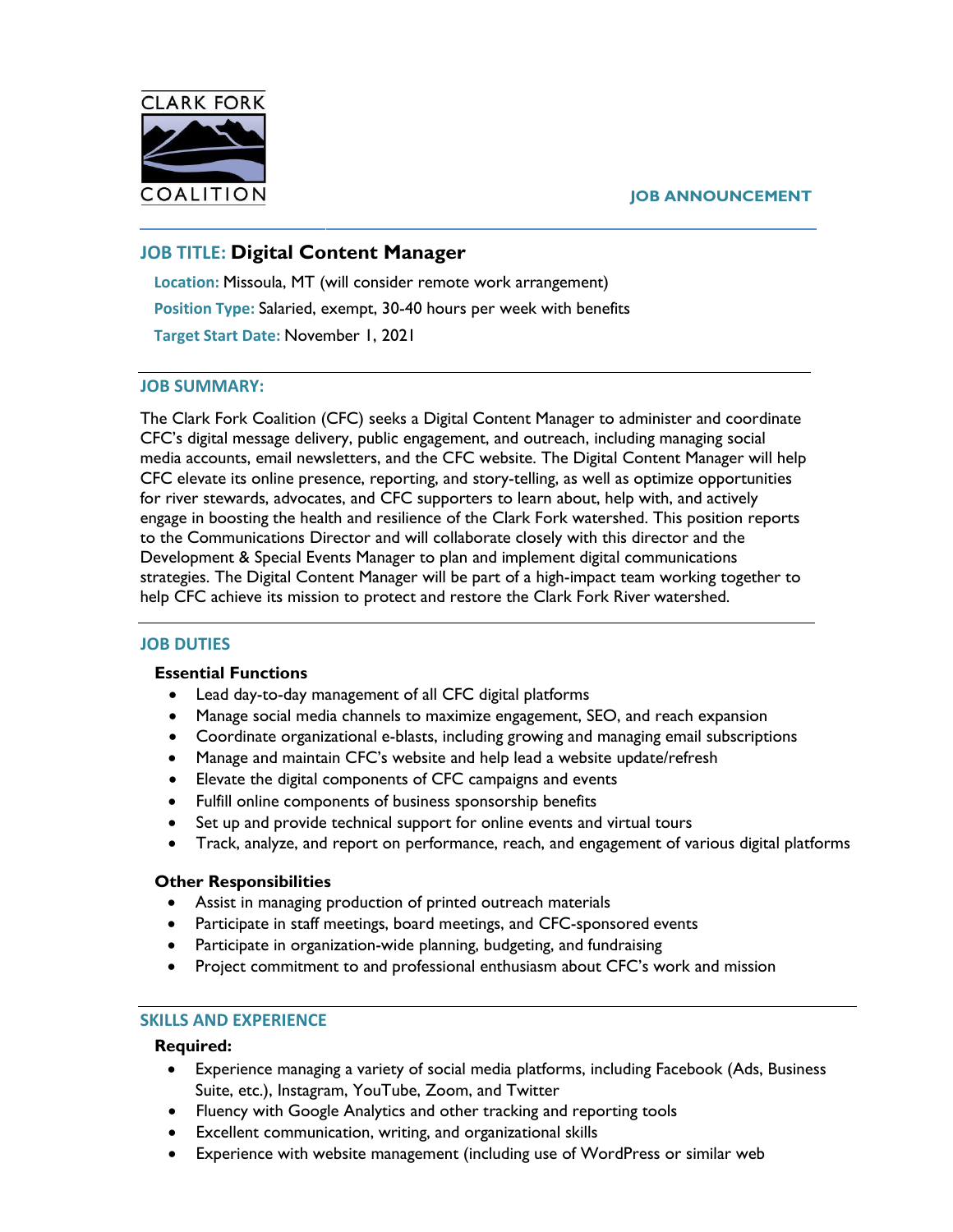CLARK FORK COALITION

**JOB ANNOUNCEMENT**

## JOB TITLE: Digital Content Manager

**Location:** Missoula, MT (will consider remote work arrangement)

**Position Type:** Salaried, exempt, 30-40 hours per week with benefits

**Target Start Date:** November 1, 2021

### JOB SUMMARY:

The Clark Fork Coalition (CFC) seeks a Digital Content Manager to administer and coordinate CFC's digital message delivery, public engagement, and outreach, including managing social media accounts, email newsletters, and the CFC website. The Digital Content Manager will help CFC elevate its online presence, reporting, and story-telling, as well as optimize opportunities for river stewards, advocates, and CFC supporters to learn about, help with, and actively engage in boosting the health and resilience of the Clark Fork watershed. This position reports to the Communications Director and will collaborate closely with this director and the Development & Special Events Manager to plan and implement digital communications strategies. The Digital Content Manager will be part of a high-impact team working together to help CFC achieve its mission to protect and restore the Clark Fork River watershed.

### JOB DUTIES

**Essential Functions**

- Lead day-to-day management of all CFC digital platforms
- Manage social media channels to maximize engagement, SEO, and reach expansion
- Coordinate organizational e-blasts, including growing and managing email subscriptions
- Manage and maintain CFC's website and help lead a website update/refresh
- Elevate the digital components of CFC campaigns and events
- Fulfill online components of business sponsorship benefits
- Set up and provide technical support for online events and virtual tours
- Track, analyze, and report on performance, reach, and engagement of various digital platforms

**Other Responsibilities**

- Assist in managing production of printed outreach materials
- Participate in staff meetings, board meetings, and CFC-sponsored events
- Participate in organization-wide planning, budgeting, and fundraising
- Project commitment to and professional enthusiasm about CFC's work and mission

### SKILLS AND EXPERIENCE

**Required:**

- Experience managing a variety of social media platforms, including Facebook (Ads, Business Suite, etc.), Instagram, YouTube, Zoom, and Twitter
- Fluency with Google Analytics and other tracking and reporting tools
- Excellent communication, writing, and organizational skills
- Experience with website management (including use of WordPress or similar web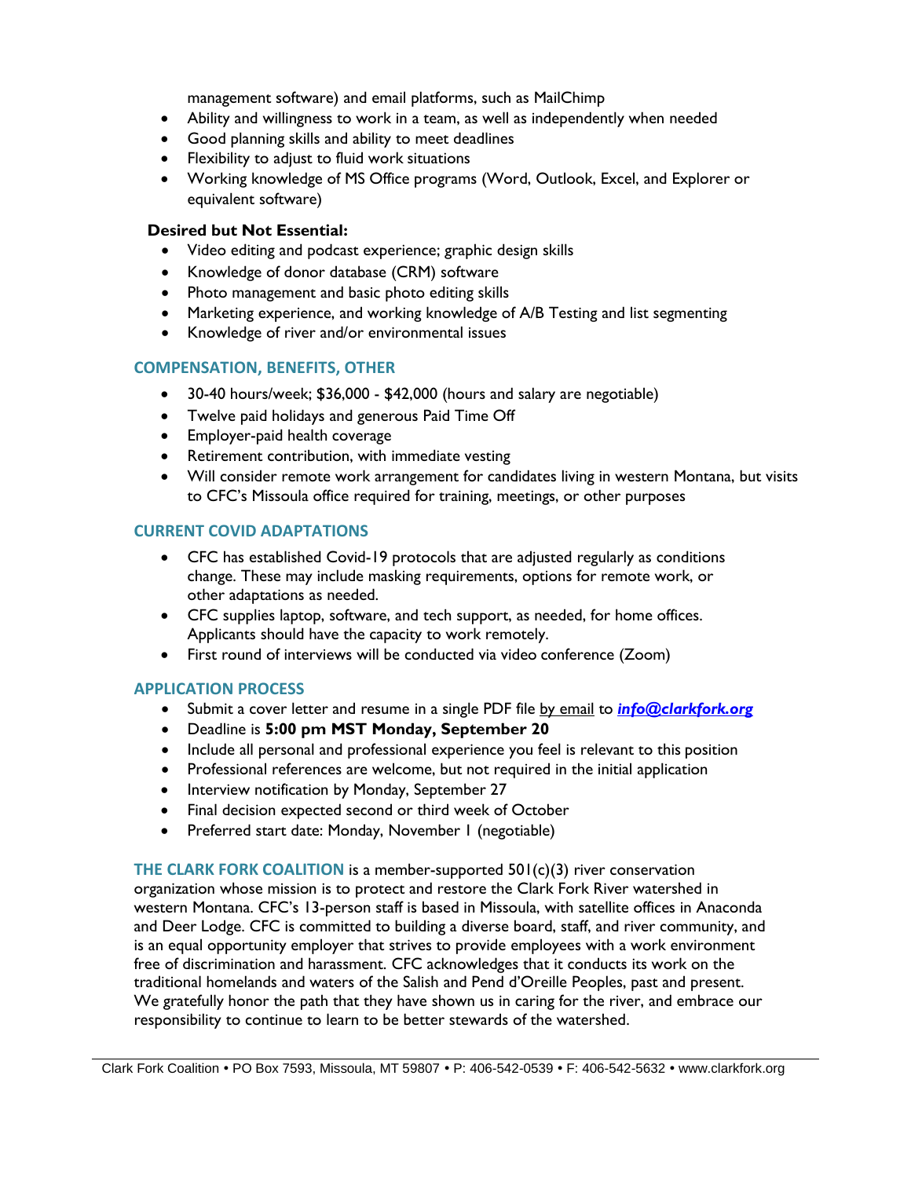management software) and email platforms, such as MailChimp

- Ability and willingness to work in a team, as well as independently when needed
- Good planning skills and ability to meet deadlines
- Flexibility to adjust to fluid work situations
- Working knowledge of MS Office programs (Word, Outlook, Excel, and Explorer or equivalent software)

**Desired but Not Essential:**

- Video editing and podcast experience; graphic design skills
- Knowledge of donor database (CRM) software
- Photo management and basic photo editing skills
- Marketing experience, and working knowledge of A/B Testing and list segmenting
- Knowledge of river and/or environmental issues

## COMPENSATION, BENEFITS, OTHER

- 30-40 hours/week; $36,000 - $42,000 (hours and salary are negotiable)
- Twelve paid holidays and generous Paid Time Off
- Employer-paid health coverage
- Retirement contribution, with immediate vesting
- Will consider remote work arrangement for candidates living in western Montana, but visits to CFC's Missoula office required for training, meetings, or other purposes

## CURRENT COVID ADAPTATIONS

- CFC has established Covid-19 protocols that are adjusted regularly as conditions change. These may include masking requirements, options for remote work, or other adaptations as needed.
- CFC supplies laptop, software, and tech support, as needed, for home offices. Applicants should have the capacity to work remotely.
- First round of interviews will be conducted via video conference (Zoom)

## APPLICATION PROCESS

- Submit a cover letter and resume in a single PDF file by email to ***info@clarkfork.org***
- Deadline is **5:00 pm MST Monday, September 20**
- Include all personal and professional experience you feel is relevant to this position
- Professional references are welcome, but not required in the initial application
- Interview notification by Monday, September 27
- Final decision expected second or third week of October
- Preferred start date: Monday, November 1 (negotiable)

**THE CLARK FORK COALITION** is a member-supported 501(c)(3) river conservation organization whose mission is to protect and restore the Clark Fork River watershed in western Montana. CFC's 13-person staff is based in Missoula, with satellite offices in Anaconda and Deer Lodge. CFC is committed to building a diverse board, staff, and river community, and is an equal opportunity employer that strives to provide employees with a work environment free of discrimination and harassment. CFC acknowledges that it conducts its work on the traditional homelands and waters of the Salish and Pend d'Oreille Peoples, past and present. We gratefully honor the path that they have shown us in caring for the river, and embrace our responsibility to continue to learn to be better stewards of the watershed.

Clark Fork Coalition • PO Box 7593, Missoula, MT 59807 • P: 406-542-0539 • F: 406-542-5632 • www.clarkfork.org